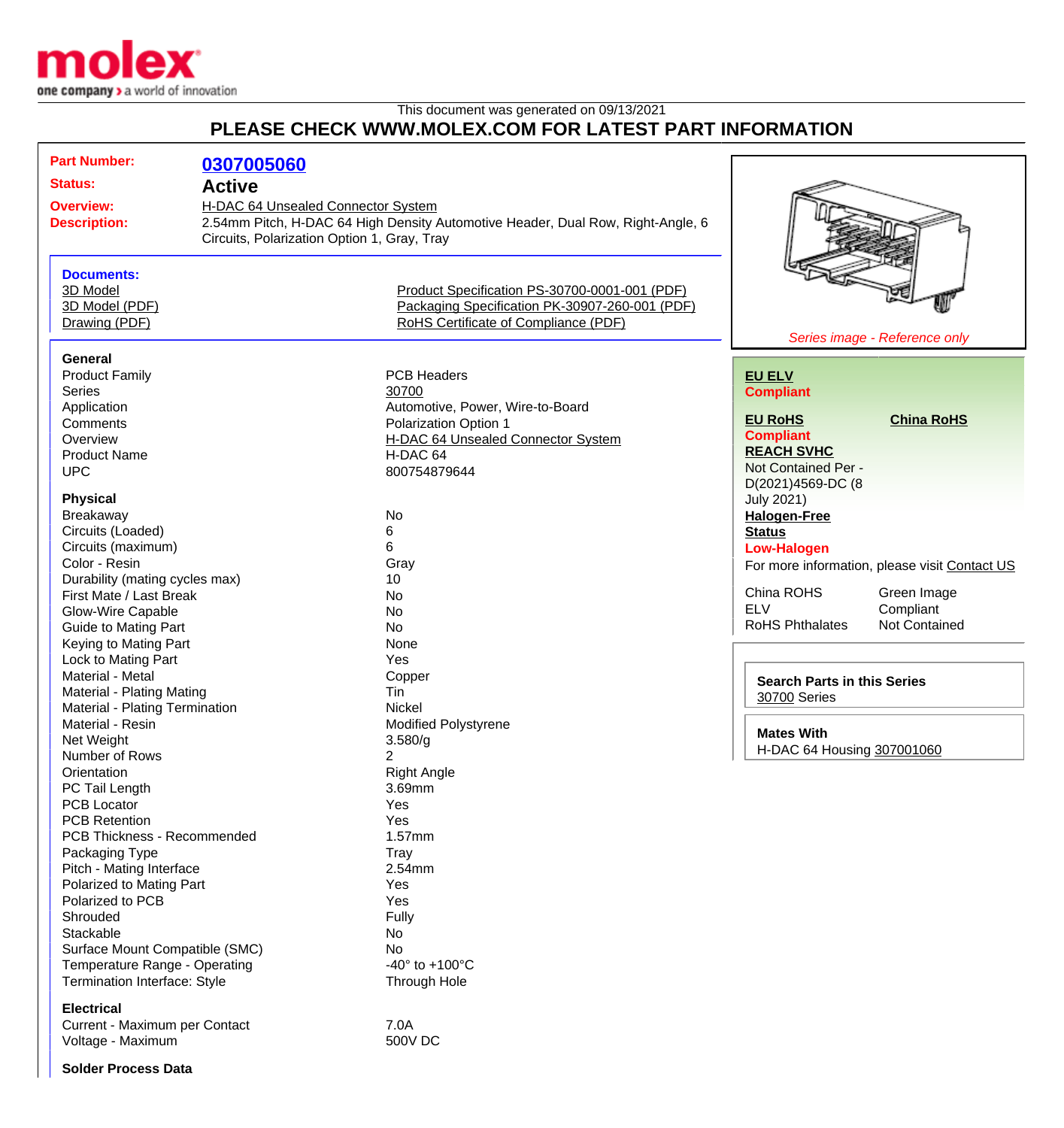This document was generated on 09/13/2021

## PLEASE CHECK WWW.MOLEX.COM FOR LATEST PART INFORMATION

**Part Number:** 0307005060

**Status:** Active

**Overview:** H-DAC 64 Unsealed Connector System

**Description:** 2.54mm Pitch, H-DAC 64 High Density Automotive Header, Dual Row, Right-Angle, 6 Circuits, Polarization Option 1, Gray, Tray

### Documents:

- 3D Model
- 3D Model (PDF)
- Drawing (PDF)
- Product Specification PS-30700-0001-001 (PDF)
- Packaging Specification PK-30907-260-001 (PDF)
- RoHS Certificate of Compliance (PDF)

*Series image - Reference only*

**EU ELV**
**Compliant**

**EU RoHS**
**Compliant**

**China RoHS**

**REACH SVHC**
Not Contained Per - D(2021)4569-DC (8 July 2021)

**Halogen-Free Status**
**Low-Halogen**

For more information, please visit Contact US

| | |
|---|---|
| China ROHS | Green Image |
| ELV | Compliant |
| RoHS Phthalates | Not Contained |

**Search Parts in this Series**
30700 Series

**Mates With**
H-DAC 64 Housing 307001060

### General

| | |
|---|---|
| Product Family | PCB Headers |
| Series | 30700 |
| Application | Automotive, Power, Wire-to-Board |
| Comments | Polarization Option 1 |
| Overview | H-DAC 64 Unsealed Connector System |
| Product Name | H-DAC 64 |
| UPC | 800754879644 |

### Physical

| | |
|---|---|
| Breakaway | No |
| Circuits (Loaded) | 6 |
| Circuits (maximum) | 6 |
| Color - Resin | Gray |
| Durability (mating cycles max) | 10 |
| First Mate / Last Break | No |
| Glow-Wire Capable | No |
| Guide to Mating Part | No |
| Keying to Mating Part | None |
| Lock to Mating Part | Yes |
| Material - Metal | Copper |
| Material - Plating Mating | Tin |
| Material - Plating Termination | Nickel |
| Material - Resin | Modified Polystyrene |
| Net Weight | 3.580/g |
| Number of Rows | 2 |
| Orientation | Right Angle |
| PC Tail Length | 3.69mm |
| PCB Locator | Yes |
| PCB Retention | Yes |
| PCB Thickness - Recommended | 1.57mm |
| Packaging Type | Tray |
| Pitch - Mating Interface | 2.54mm |
| Polarized to Mating Part | Yes |
| Polarized to PCB | Yes |
| Shrouded | Fully |
| Stackable | No |
| Surface Mount Compatible (SMC) | No |
| Temperature Range - Operating | -40° to +100°C |
| Termination Interface: Style | Through Hole |

### Electrical

| | |
|---|---|
| Current - Maximum per Contact | 7.0A |
| Voltage - Maximum | 500V DC |

### Solder Process Data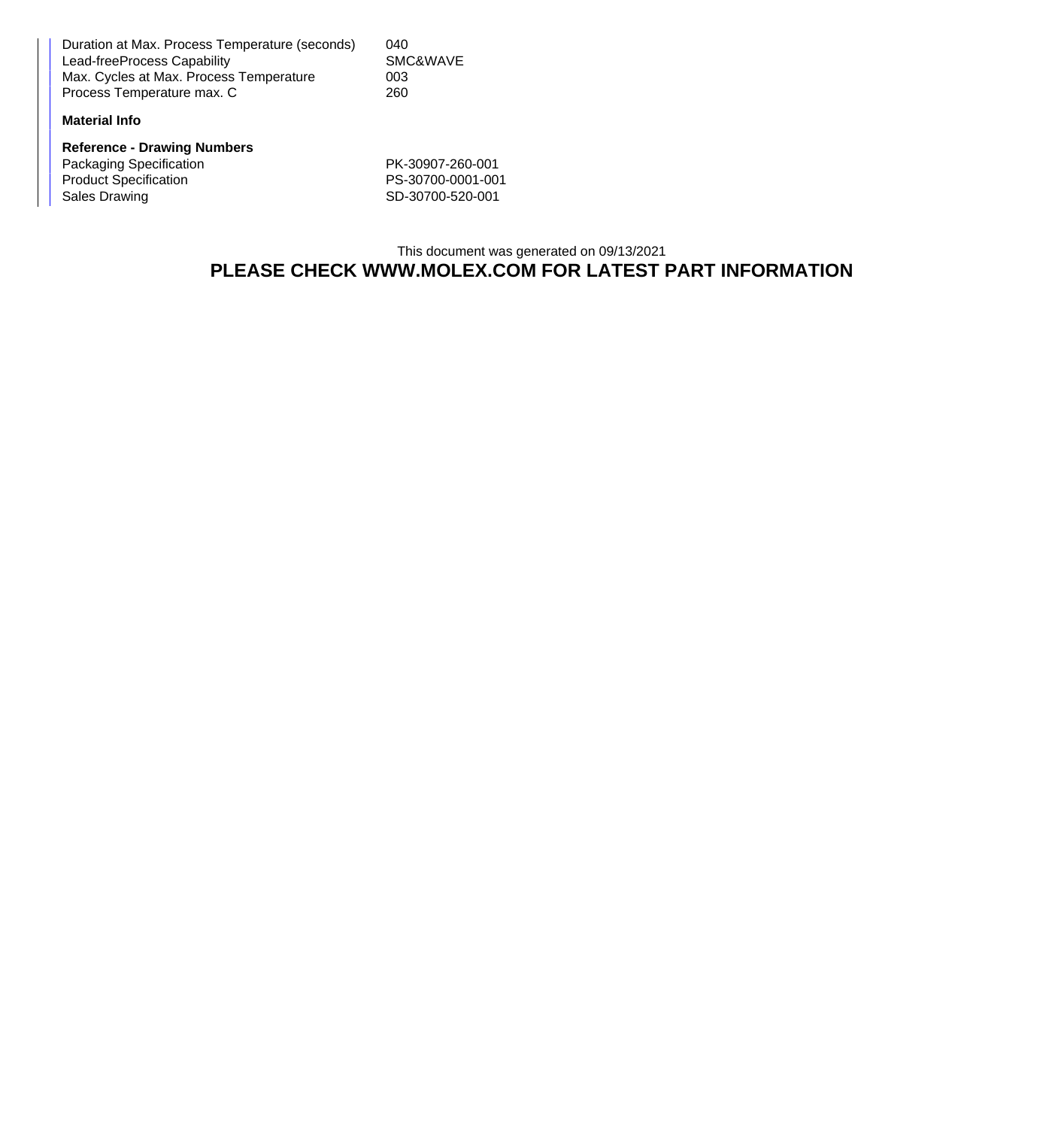| | |
|---|---|
| Duration at Max. Process Temperature (seconds) | 040 |
| Lead-freeProcess Capability | SMC&WAVE |
| Max. Cycles at Max. Process Temperature | 003 |
| Process Temperature max. C | 260 |

**Material Info**

**Reference - Drawing Numbers**

| | |
|---|---|
| Packaging Specification | PK-30907-260-001 |
| Product Specification | PS-30700-0001-001 |
| Sales Drawing | SD-30700-520-001 |

This document was generated on 09/13/2021

**PLEASE CHECK WWW.MOLEX.COM FOR LATEST PART INFORMATION**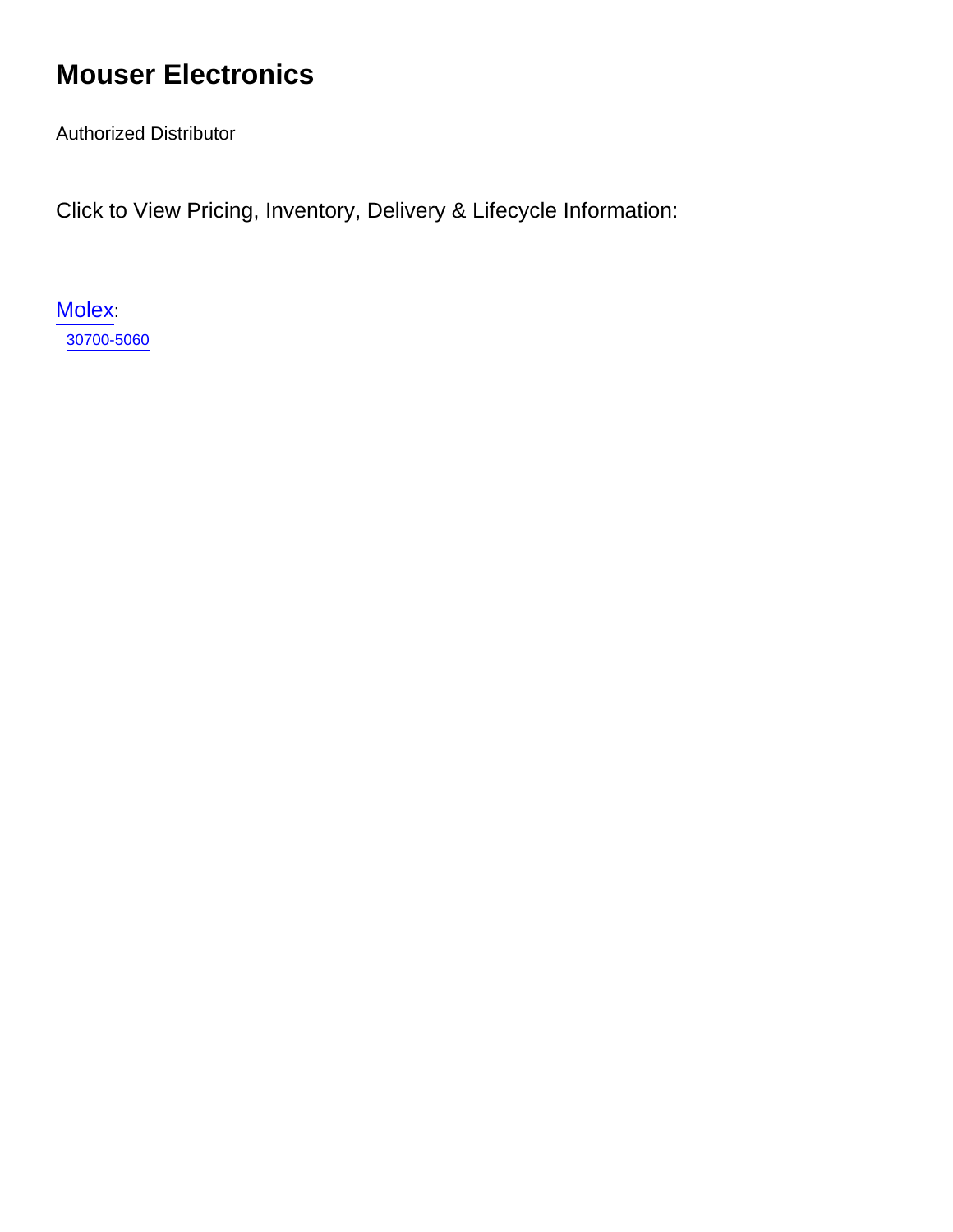# Mouser Electronics

Authorized Distributor

Click to View Pricing, Inventory, Delivery & Lifecycle Information:

[Molex](Molex):

[30700-5060](30700-5060)